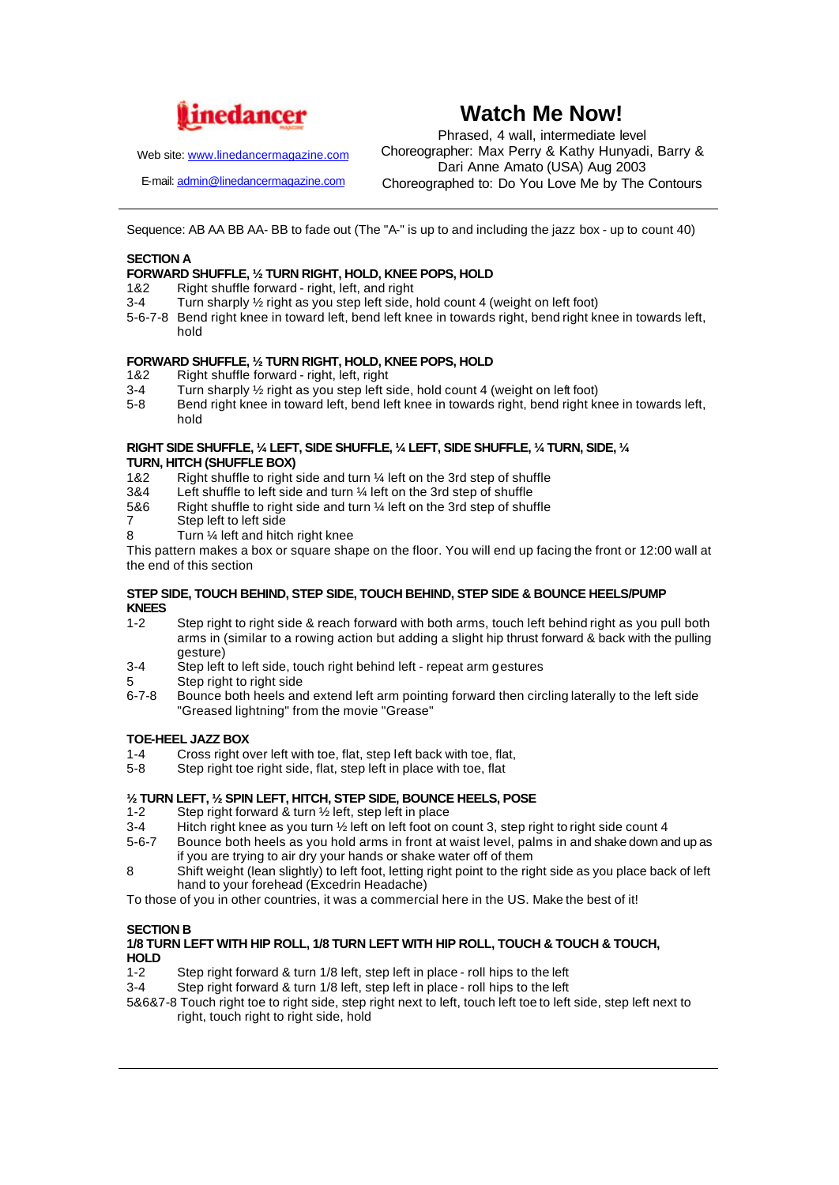Linedancer

Web site: www.linedancermagazine.com

E-mail: admin@linedancermagazine.com

# Watch Me Now!

Phrased, 4 wall, intermediate level
Choreographer: Max Perry & Kathy Hunyadi, Barry & Dari Anne Amato (USA) Aug 2003
Choreographed to: Do You Love Me by The Contours

---

Sequence: AB AA BB AA- BB to fade out (The "A-" is up to and including the jazz box - up to count 40)

## SECTION A

**FORWARD SHUFFLE, ½ TURN RIGHT, HOLD, KNEE POPS, HOLD**

| | |
|---|---|
| 1&2 | Right shuffle forward - right, left, and right |
| 3-4 | Turn sharply ½ right as you step left side, hold count 4 (weight on left foot) |
| 5-6-7-8 | Bend right knee in toward left, bend left knee in towards right, bend right knee in towards left, hold |

**FORWARD SHUFFLE, ½ TURN RIGHT, HOLD, KNEE POPS, HOLD**

| | |
|---|---|
| 1&2 | Right shuffle forward - right, left, right |
| 3-4 | Turn sharply ½ right as you step left side, hold count 4 (weight on left foot) |
| 5-8 | Bend right knee in toward left, bend left knee in towards right, bend right knee in towards left, hold |

**RIGHT SIDE SHUFFLE, ¼ LEFT, SIDE SHUFFLE, ¼ LEFT, SIDE SHUFFLE, ¼ TURN, SIDE, ¼ TURN, HITCH (SHUFFLE BOX)**

| | |
|---|---|
| 1&2 | Right shuffle to right side and turn ¼ left on the 3rd step of shuffle |
| 3&4 | Left shuffle to left side and turn ¼ left on the 3rd step of shuffle |
| 5&6 | Right shuffle to right side and turn ¼ left on the 3rd step of shuffle |
| 7 | Step left to left side |
| 8 | Turn ¼ left and hitch right knee |

This pattern makes a box or square shape on the floor. You will end up facing the front or 12:00 wall at the end of this section

**STEP SIDE, TOUCH BEHIND, STEP SIDE, TOUCH BEHIND, STEP SIDE & BOUNCE HEELS/PUMP KNEES**

| | |
|---|---|
| 1-2 | Step right to right side & reach forward with both arms, touch left behind right as you pull both arms in (similar to a rowing action but adding a slight hip thrust forward & back with the pulling gesture) |
| 3-4 | Step left to left side, touch right behind left - repeat arm gestures |
| 5 | Step right to right side |
| 6-7-8 | Bounce both heels and extend left arm pointing forward then circling laterally to the left side "Greased lightning" from the movie "Grease" |

**TOE-HEEL JAZZ BOX**

| | |
|---|---|
| 1-4 | Cross right over left with toe, flat, step left back with toe, flat, |
| 5-8 | Step right toe right side, flat, step left in place with toe, flat |

**½ TURN LEFT, ½ SPIN LEFT, HITCH, STEP SIDE, BOUNCE HEELS, POSE**

| | |
|---|---|
| 1-2 | Step right forward & turn ½ left, step left in place |
| 3-4 | Hitch right knee as you turn ½ left on left foot on count 3, step right to right side count 4 |
| 5-6-7 | Bounce both heels as you hold arms in front at waist level, palms in and shake down and up as if you are trying to air dry your hands or shake water off of them |
| 8 | Shift weight (lean slightly) to left foot, letting right point to the right side as you place back of left hand to your forehead (Excedrin Headache) |

To those of you in other countries, it was a commercial here in the US. Make the best of it!

## SECTION B

**1/8 TURN LEFT WITH HIP ROLL, 1/8 TURN LEFT WITH HIP ROLL, TOUCH & TOUCH & TOUCH, HOLD**

| | |
|---|---|
| 1-2 | Step right forward & turn 1/8 left, step left in place - roll hips to the left |
| 3-4 | Step right forward & turn 1/8 left, step left in place - roll hips to the left |
| 5&6&7-8 | Touch right toe to right side, step right next to left, touch left toe to left side, step left next to right, touch right to right side, hold |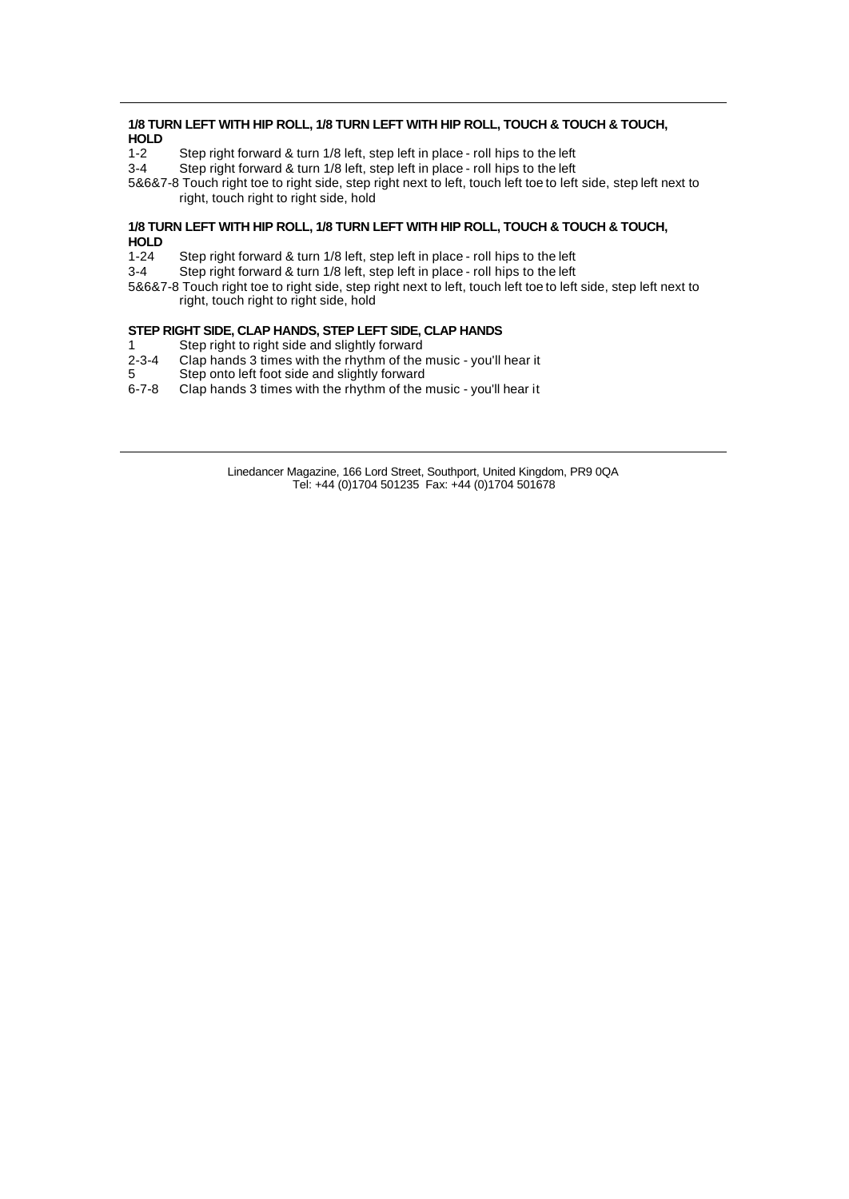**1/8 TURN LEFT WITH HIP ROLL, 1/8 TURN LEFT WITH HIP ROLL, TOUCH & TOUCH & TOUCH, HOLD**

1-2 Step right forward & turn 1/8 left, step left in place - roll hips to the left
3-4 Step right forward & turn 1/8 left, step left in place - roll hips to the left
5&6&7-8 Touch right toe to right side, step right next to left, touch left toe to left side, step left next to right, touch right to right side, hold

**1/8 TURN LEFT WITH HIP ROLL, 1/8 TURN LEFT WITH HIP ROLL, TOUCH & TOUCH & TOUCH, HOLD**

1-24 Step right forward & turn 1/8 left, step left in place - roll hips to the left
3-4 Step right forward & turn 1/8 left, step left in place - roll hips to the left
5&6&7-8 Touch right toe to right side, step right next to left, touch left toe to left side, step left next to right, touch right to right side, hold

**STEP RIGHT SIDE, CLAP HANDS, STEP LEFT SIDE, CLAP HANDS**

1 Step right to right side and slightly forward
2-3-4 Clap hands 3 times with the rhythm of the music - you'll hear it
5 Step onto left foot side and slightly forward
6-7-8 Clap hands 3 times with the rhythm of the music - you'll hear it

Linedancer Magazine, 166 Lord Street, Southport, United Kingdom, PR9 0QA
Tel: +44 (0)1704 501235 Fax: +44 (0)1704 501678